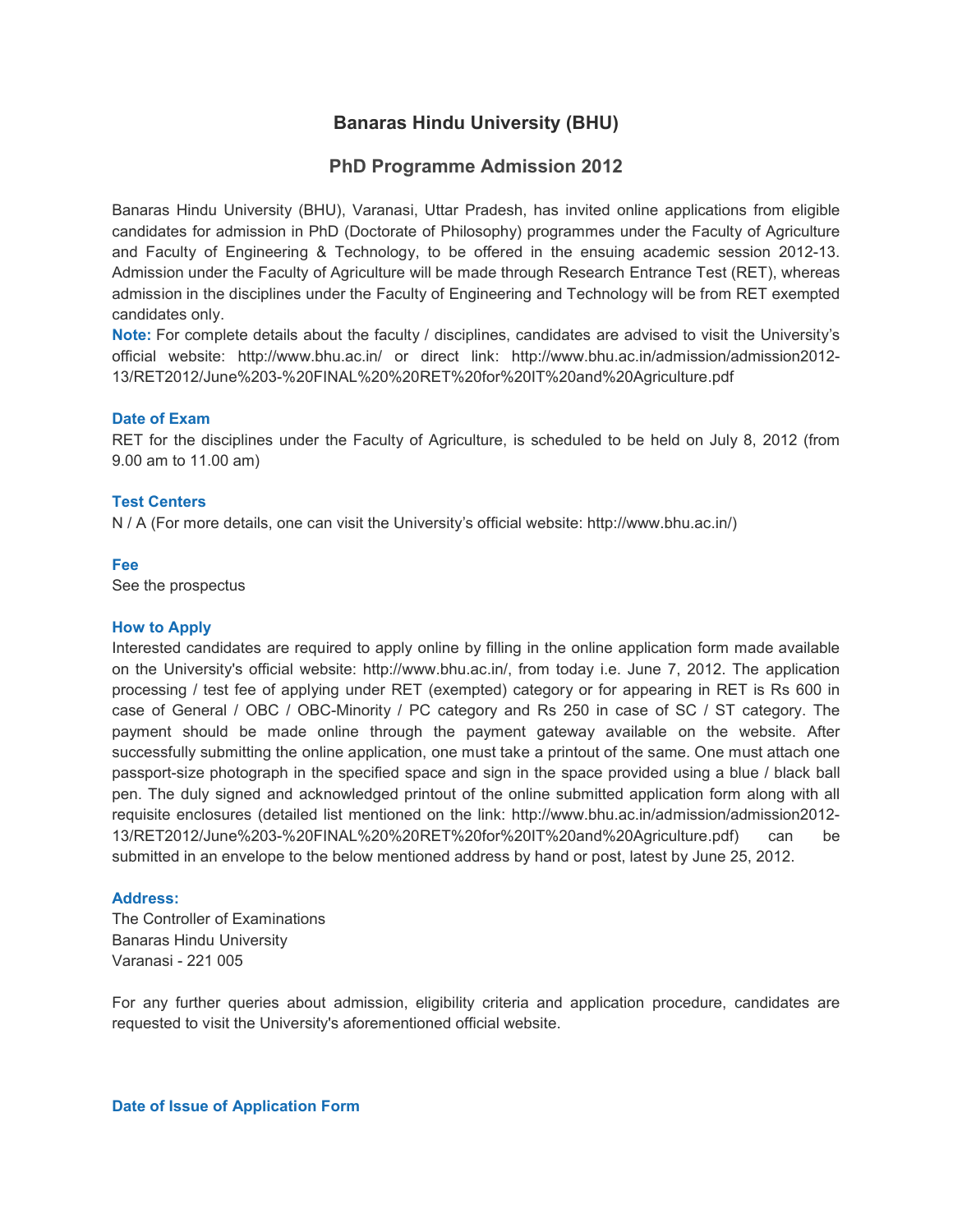# Banaras Hindu University (BHU)

## PhD Programme Admission 2012

Banaras Hindu University (BHU), Varanasi, Uttar Pradesh, has invited online applications from eligible candidates for admission in PhD (Doctorate of Philosophy) programmes under the Faculty of Agriculture and Faculty of Engineering & Technology, to be offered in the ensuing academic session 2012-13. Admission under the Faculty of Agriculture will be made through Research Entrance Test (RET), whereas admission in the disciplines under the Faculty of Engineering and Technology will be from RET exempted candidates only.

**Note:** For complete details about the faculty / disciplines, candidates are advised to visit the University's official website: http://www.bhu.ac.in/ or direct link: http://www.bhu.ac.in/admission/admission2012-13/RET2012/June%203-%20FINAL%20%20RET%20for%20IT%20and%20Agriculture.pdf

### Date of Exam

RET for the disciplines under the Faculty of Agriculture, is scheduled to be held on July 8, 2012 (from 9.00 am to 11.00 am)

### Test Centers

N / A (For more details, one can visit the University's official website: http://www.bhu.ac.in/)

### Fee

See the prospectus

### How to Apply

Interested candidates are required to apply online by filling in the online application form made available on the University's official website: http://www.bhu.ac.in/, from today i.e. June 7, 2012. The application processing / test fee of applying under RET (exempted) category or for appearing in RET is Rs 600 in case of General / OBC / OBC-Minority / PC category and Rs 250 in case of SC / ST category. The payment should be made online through the payment gateway available on the website. After successfully submitting the online application, one must take a printout of the same. One must attach one passport-size photograph in the specified space and sign in the space provided using a blue / black ball pen. The duly signed and acknowledged printout of the online submitted application form along with all requisite enclosures (detailed list mentioned on the link: http://www.bhu.ac.in/admission/admission2012-13/RET2012/June%203-%20FINAL%20%20RET%20for%20IT%20and%20Agriculture.pdf) can be submitted in an envelope to the below mentioned address by hand or post, latest by June 25, 2012.

### Address:

The Controller of Examinations
Banaras Hindu University
Varanasi - 221 005

For any further queries about admission, eligibility criteria and application procedure, candidates are requested to visit the University's aforementioned official website.

### Date of Issue of Application Form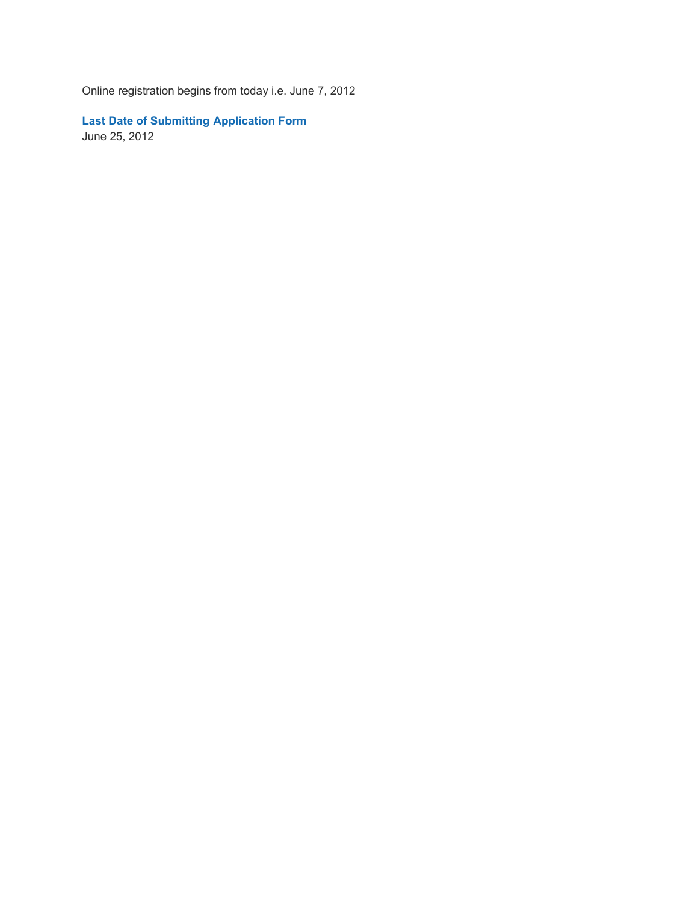Online registration begins from today i.e. June 7, 2012

**Last Date of Submitting Application Form**

June 25, 2012